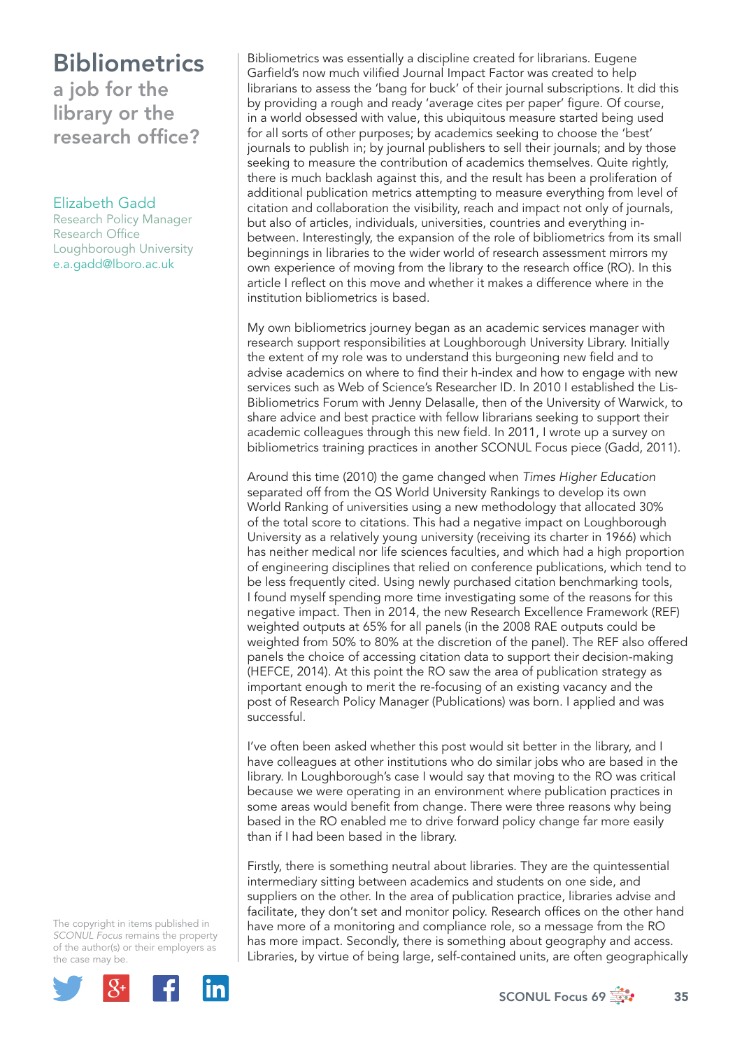# Bibliometrics

## a job for the library or the research office?

Elizabeth Gadd
Research Policy Manager
Research Office
Loughborough University
e.a.gadd@lboro.ac.uk

Bibliometrics was essentially a discipline created for librarians. Eugene Garfield's now much vilified Journal Impact Factor was created to help librarians to assess the 'bang for buck' of their journal subscriptions. It did this by providing a rough and ready 'average cites per paper' figure. Of course, in a world obsessed with value, this ubiquitous measure started being used for all sorts of other purposes; by academics seeking to choose the 'best' journals to publish in; by journal publishers to sell their journals; and by those seeking to measure the contribution of academics themselves. Quite rightly, there is much backlash against this, and the result has been a proliferation of additional publication metrics attempting to measure everything from level of citation and collaboration the visibility, reach and impact not only of journals, but also of articles, individuals, universities, countries and everything in-between. Interestingly, the expansion of the role of bibliometrics from its small beginnings in libraries to the wider world of research assessment mirrors my own experience of moving from the library to the research office (RO). In this article I reflect on this move and whether it makes a difference where in the institution bibliometrics is based.

My own bibliometrics journey began as an academic services manager with research support responsibilities at Loughborough University Library. Initially the extent of my role was to understand this burgeoning new field and to advise academics on where to find their h-index and how to engage with new services such as Web of Science's Researcher ID. In 2010 I established the Lis-Bibliometrics Forum with Jenny Delasalle, then of the University of Warwick, to share advice and best practice with fellow librarians seeking to support their academic colleagues through this new field. In 2011, I wrote up a survey on bibliometrics training practices in another SCONUL Focus piece (Gadd, 2011).

Around this time (2010) the game changed when *Times Higher Education* separated off from the QS World University Rankings to develop its own World Ranking of universities using a new methodology that allocated 30% of the total score to citations. This had a negative impact on Loughborough University as a relatively young university (receiving its charter in 1966) which has neither medical nor life sciences faculties, and which had a high proportion of engineering disciplines that relied on conference publications, which tend to be less frequently cited. Using newly purchased citation benchmarking tools, I found myself spending more time investigating some of the reasons for this negative impact. Then in 2014, the new Research Excellence Framework (REF) weighted outputs at 65% for all panels (in the 2008 RAE outputs could be weighted from 50% to 80% at the discretion of the panel). The REF also offered panels the choice of accessing citation data to support their decision-making (HEFCE, 2014). At this point the RO saw the area of publication strategy as important enough to merit the re-focusing of an existing vacancy and the post of Research Policy Manager (Publications) was born. I applied and was successful.

I've often been asked whether this post would sit better in the library, and I have colleagues at other institutions who do similar jobs who are based in the library. In Loughborough's case I would say that moving to the RO was critical because we were operating in an environment where publication practices in some areas would benefit from change. There were three reasons why being based in the RO enabled me to drive forward policy change far more easily than if I had been based in the library.

Firstly, there is something neutral about libraries. They are the quintessential intermediary sitting between academics and students on one side, and suppliers on the other. In the area of publication practice, libraries advise and facilitate, they don't set and monitor policy. Research offices on the other hand have more of a monitoring and compliance role, so a message from the RO has more impact. Secondly, there is something about geography and access. Libraries, by virtue of being large, self-contained units, are often geographically

The copyright in items published in *SCONUL Focus* remains the property of the author(s) or their employers as the case may be.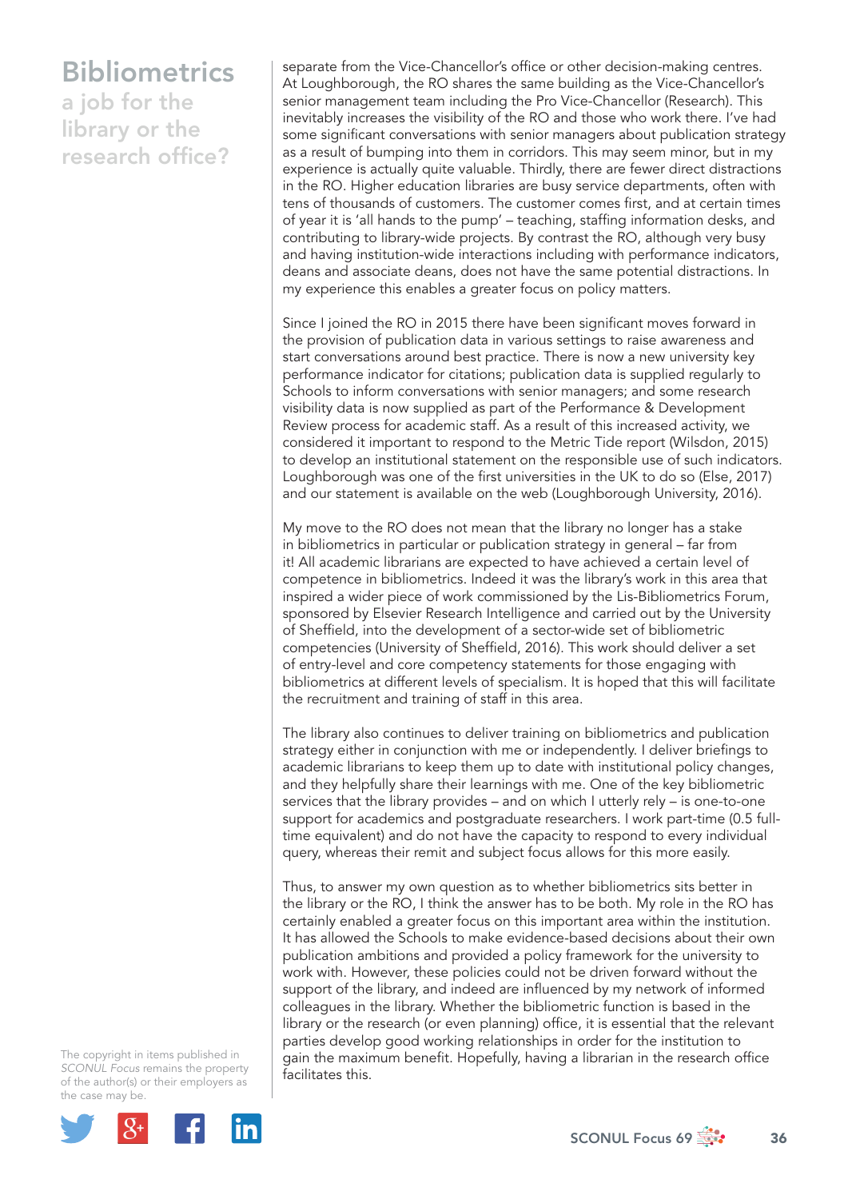separate from the Vice-Chancellor's office or other decision-making centres. At Loughborough, the RO shares the same building as the Vice-Chancellor's senior management team including the Pro Vice-Chancellor (Research). This inevitably increases the visibility of the RO and those who work there. I've had some significant conversations with senior managers about publication strategy as a result of bumping into them in corridors. This may seem minor, but in my experience is actually quite valuable. Thirdly, there are fewer direct distractions in the RO. Higher education libraries are busy service departments, often with tens of thousands of customers. The customer comes first, and at certain times of year it is 'all hands to the pump' – teaching, staffing information desks, and contributing to library-wide projects. By contrast the RO, although very busy and having institution-wide interactions including with performance indicators, deans and associate deans, does not have the same potential distractions. In my experience this enables a greater focus on policy matters.

Since I joined the RO in 2015 there have been significant moves forward in the provision of publication data in various settings to raise awareness and start conversations around best practice. There is now a new university key performance indicator for citations; publication data is supplied regularly to Schools to inform conversations with senior managers; and some research visibility data is now supplied as part of the Performance & Development Review process for academic staff. As a result of this increased activity, we considered it important to respond to the Metric Tide report (Wilsdon, 2015) to develop an institutional statement on the responsible use of such indicators. Loughborough was one of the first universities in the UK to do so (Else, 2017) and our statement is available on the web (Loughborough University, 2016).

My move to the RO does not mean that the library no longer has a stake in bibliometrics in particular or publication strategy in general – far from it! All academic librarians are expected to have achieved a certain level of competence in bibliometrics. Indeed it was the library's work in this area that inspired a wider piece of work commissioned by the Lis-Bibliometrics Forum, sponsored by Elsevier Research Intelligence and carried out by the University of Sheffield, into the development of a sector-wide set of bibliometric competencies (University of Sheffield, 2016). This work should deliver a set of entry-level and core competency statements for those engaging with bibliometrics at different levels of specialism. It is hoped that this will facilitate the recruitment and training of staff in this area.

The library also continues to deliver training on bibliometrics and publication strategy either in conjunction with me or independently. I deliver briefings to academic librarians to keep them up to date with institutional policy changes, and they helpfully share their learnings with me. One of the key bibliometric services that the library provides – and on which I utterly rely – is one-to-one support for academics and postgraduate researchers. I work part-time (0.5 full-time equivalent) and do not have the capacity to respond to every individual query, whereas their remit and subject focus allows for this more easily.

Thus, to answer my own question as to whether bibliometrics sits better in the library or the RO, I think the answer has to be both. My role in the RO has certainly enabled a greater focus on this important area within the institution. It has allowed the Schools to make evidence-based decisions about their own publication ambitions and provided a policy framework for the university to work with. However, these policies could not be driven forward without the support of the library, and indeed are influenced by my network of informed colleagues in the library. Whether the bibliometric function is based in the library or the research (or even planning) office, it is essential that the relevant parties develop good working relationships in order for the institution to gain the maximum benefit. Hopefully, having a librarian in the research office facilitates this.

The copyright in items published in *SCONUL Focus* remains the property of the author(s) or their employers as the case may be.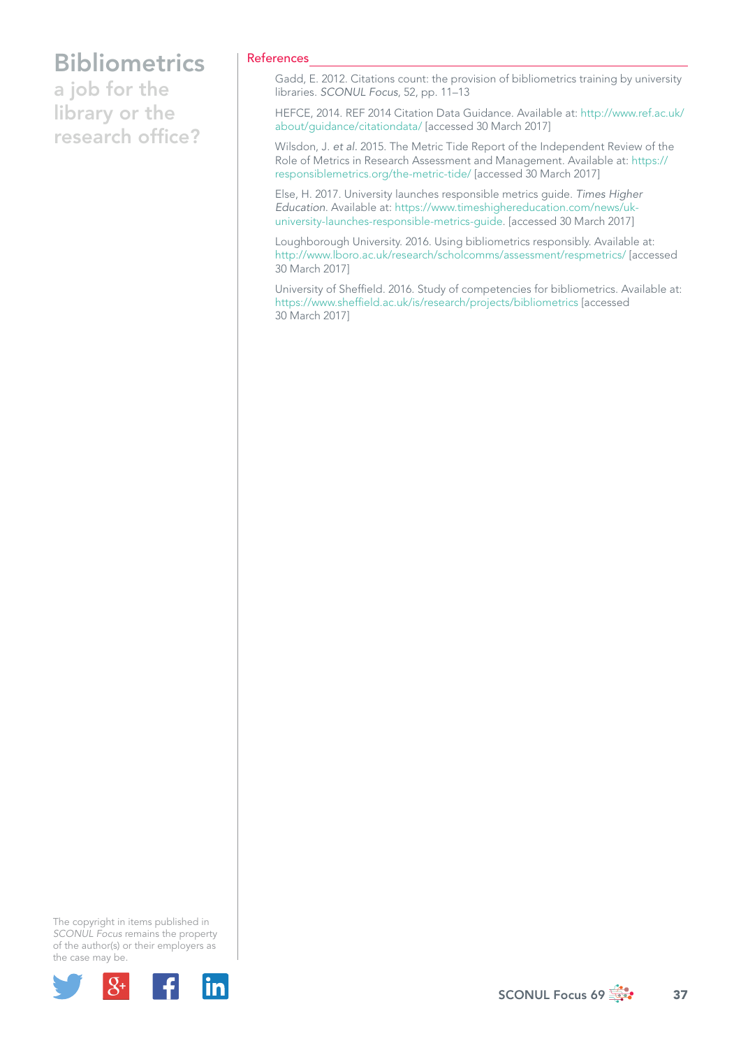## References

Gadd, E. 2012. Citations count: the provision of bibliometrics training by university libraries. *SCONUL Focus*, 52, pp. 11–13

HEFCE, 2014. REF 2014 Citation Data Guidance. Available at: http://www.ref.ac.uk/about/guidance/citationdata/ [accessed 30 March 2017]

Wilsdon, J. *et al*. 2015. The Metric Tide Report of the Independent Review of the Role of Metrics in Research Assessment and Management. Available at: https://responsiblemetrics.org/the-metric-tide/ [accessed 30 March 2017]

Else, H. 2017. University launches responsible metrics guide. *Times Higher Education*. Available at: https://www.timeshighereducation.com/news/uk-university-launches-responsible-metrics-guide. [accessed 30 March 2017]

Loughborough University. 2016. Using bibliometrics responsibly. Available at: http://www.lboro.ac.uk/research/scholcomms/assessment/respmetrics/ [accessed 30 March 2017]

University of Sheffield. 2016. Study of competencies for bibliometrics. Available at: https://www.sheffield.ac.uk/is/research/projects/bibliometrics [accessed 30 March 2017]

The copyright in items published in *SCONUL Focus* remains the property of the author(s) or their employers as the case may be.